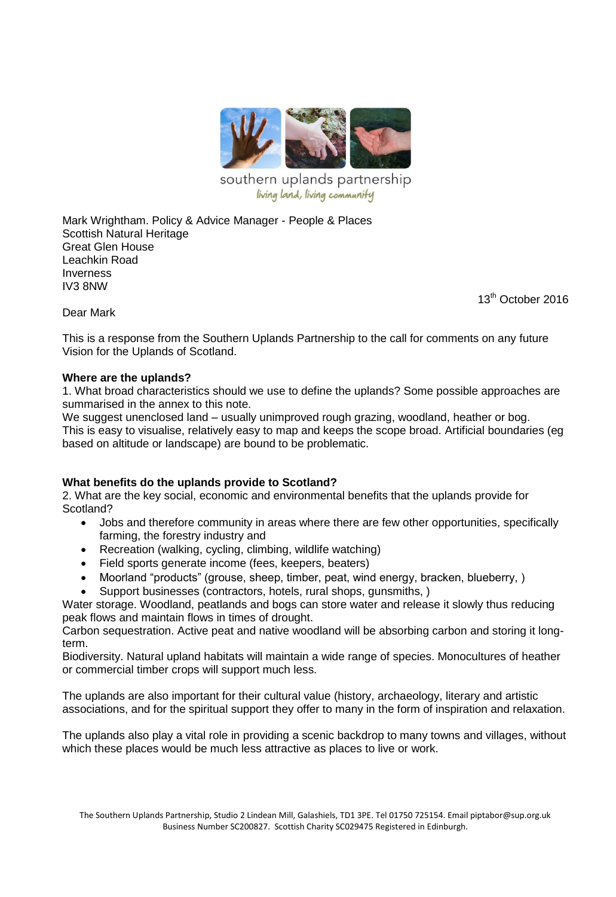southern uplands partnership
*living land, living community*

Mark Wrightham. Policy & Advice Manager - People & Places
Scottish Natural Heritage
Great Glen House
Leachkin Road
Inverness
IV3 8NW

13th October 2016

Dear Mark

This is a response from the Southern Uplands Partnership to the call for comments on any future Vision for the Uplands of Scotland.

**Where are the uplands?**

1. What broad characteristics should we use to define the uplands? Some possible approaches are summarised in the annex to this note.

We suggest unenclosed land – usually unimproved rough grazing, woodland, heather or bog. This is easy to visualise, relatively easy to map and keeps the scope broad. Artificial boundaries (eg based on altitude or landscape) are bound to be problematic.

**What benefits do the uplands provide to Scotland?**

2. What are the key social, economic and environmental benefits that the uplands provide for Scotland?

- Jobs and therefore community in areas where there are few other opportunities, specifically farming, the forestry industry and
- Recreation (walking, cycling, climbing, wildlife watching)
- Field sports generate income (fees, keepers, beaters)
- Moorland "products" (grouse, sheep, timber, peat, wind energy, bracken, blueberry, )
- Support businesses (contractors, hotels, rural shops, gunsmiths, )

Water storage. Woodland, peatlands and bogs can store water and release it slowly thus reducing peak flows and maintain flows in times of drought.

Carbon sequestration. Active peat and native woodland will be absorbing carbon and storing it long-term.

Biodiversity. Natural upland habitats will maintain a wide range of species. Monocultures of heather or commercial timber crops will support much less.

The uplands are also important for their cultural value (history, archaeology, literary and artistic associations, and for the spiritual support they offer to many in the form of inspiration and relaxation.

The uplands also play a vital role in providing a scenic backdrop to many towns and villages, without which these places would be much less attractive as places to live or work.

The Southern Uplands Partnership, Studio 2 Lindean Mill, Galashiels, TD1 3PE. Tel 01750 725154. Email piptabor@sup.org.uk
Business Number SC200827. Scottish Charity SC029475 Registered in Edinburgh.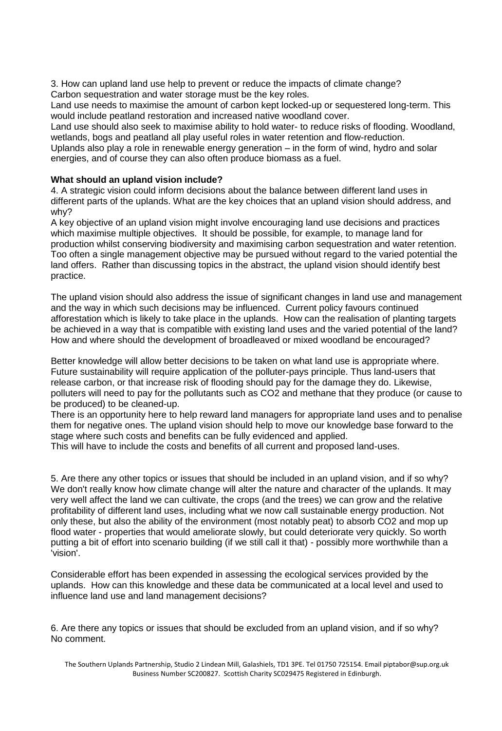3. How can upland land use help to prevent or reduce the impacts of climate change?
Carbon sequestration and water storage must be the key roles.
Land use needs to maximise the amount of carbon kept locked-up or sequestered long-term. This would include peatland restoration and increased native woodland cover.
Land use should also seek to maximise ability to hold water- to reduce risks of flooding. Woodland, wetlands, bogs and peatland all play useful roles in water retention and flow-reduction.
Uplands also play a role in renewable energy generation – in the form of wind, hydro and solar energies, and of course they can also often produce biomass as a fuel.

**What should an upland vision include?**

4. A strategic vision could inform decisions about the balance between different land uses in different parts of the uplands. What are the key choices that an upland vision should address, and why?
A key objective of an upland vision might involve encouraging land use decisions and practices which maximise multiple objectives. It should be possible, for example, to manage land for production whilst conserving biodiversity and maximising carbon sequestration and water retention. Too often a single management objective may be pursued without regard to the varied potential the land offers. Rather than discussing topics in the abstract, the upland vision should identify best practice.

The upland vision should also address the issue of significant changes in land use and management and the way in which such decisions may be influenced. Current policy favours continued afforestation which is likely to take place in the uplands. How can the realisation of planting targets be achieved in a way that is compatible with existing land uses and the varied potential of the land? How and where should the development of broadleaved or mixed woodland be encouraged?

Better knowledge will allow better decisions to be taken on what land use is appropriate where. Future sustainability will require application of the polluter-pays principle. Thus land-users that release carbon, or that increase risk of flooding should pay for the damage they do. Likewise, polluters will need to pay for the pollutants such as $CO_2$ and methane that they produce (or cause to be produced) to be cleaned-up.
There is an opportunity here to help reward land managers for appropriate land uses and to penalise them for negative ones. The upland vision should help to move our knowledge base forward to the stage where such costs and benefits can be fully evidenced and applied.
This will have to include the costs and benefits of all current and proposed land-uses.

5. Are there any other topics or issues that should be included in an upland vision, and if so why?
We don't really know how climate change will alter the nature and character of the uplands. It may very well affect the land we can cultivate, the crops (and the trees) we can grow and the relative profitability of different land uses, including what we now call sustainable energy production. Not only these, but also the ability of the environment (most notably peat) to absorb $CO_2$ and mop up flood water - properties that would ameliorate slowly, but could deteriorate very quickly. So worth putting a bit of effort into scenario building (if we still call it that) - possibly more worthwhile than a 'vision'.

Considerable effort has been expended in assessing the ecological services provided by the uplands. How can this knowledge and these data be communicated at a local level and used to influence land use and land management decisions?

6. Are there any topics or issues that should be excluded from an upland vision, and if so why?
No comment.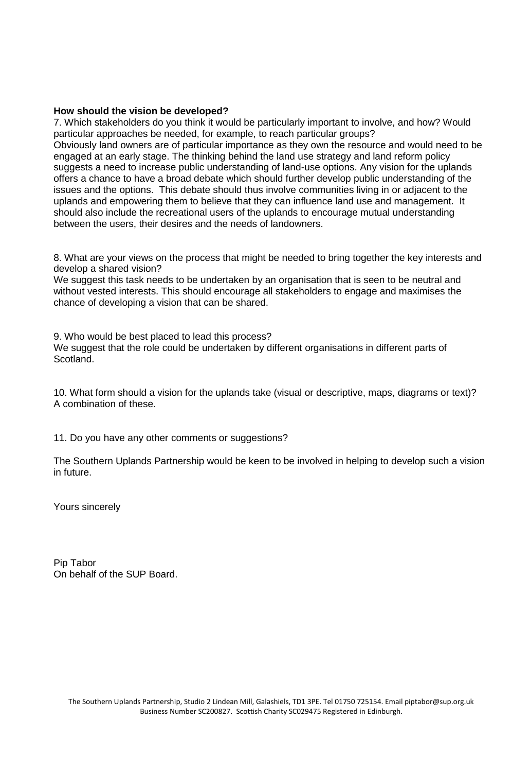**How should the vision be developed?**

7. Which stakeholders do you think it would be particularly important to involve, and how? Would particular approaches be needed, for example, to reach particular groups?

Obviously land owners are of particular importance as they own the resource and would need to be engaged at an early stage. The thinking behind the land use strategy and land reform policy suggests a need to increase public understanding of land-use options. Any vision for the uplands offers a chance to have a broad debate which should further develop public understanding of the issues and the options. This debate should thus involve communities living in or adjacent to the uplands and empowering them to believe that they can influence land use and management. It should also include the recreational users of the uplands to encourage mutual understanding between the users, their desires and the needs of landowners.

8. What are your views on the process that might be needed to bring together the key interests and develop a shared vision?

We suggest this task needs to be undertaken by an organisation that is seen to be neutral and without vested interests. This should encourage all stakeholders to engage and maximises the chance of developing a vision that can be shared.

9. Who would be best placed to lead this process?

We suggest that the role could be undertaken by different organisations in different parts of Scotland.

10. What form should a vision for the uplands take (visual or descriptive, maps, diagrams or text)?

A combination of these.

11. Do you have any other comments or suggestions?

The Southern Uplands Partnership would be keen to be involved in helping to develop such a vision in future.

Yours sincerely

Pip Tabor
On behalf of the SUP Board.

The Southern Uplands Partnership, Studio 2 Lindean Mill, Galashiels, TD1 3PE. Tel 01750 725154. Email piptabor@sup.org.uk
Business Number SC200827. Scottish Charity SC029475 Registered in Edinburgh.